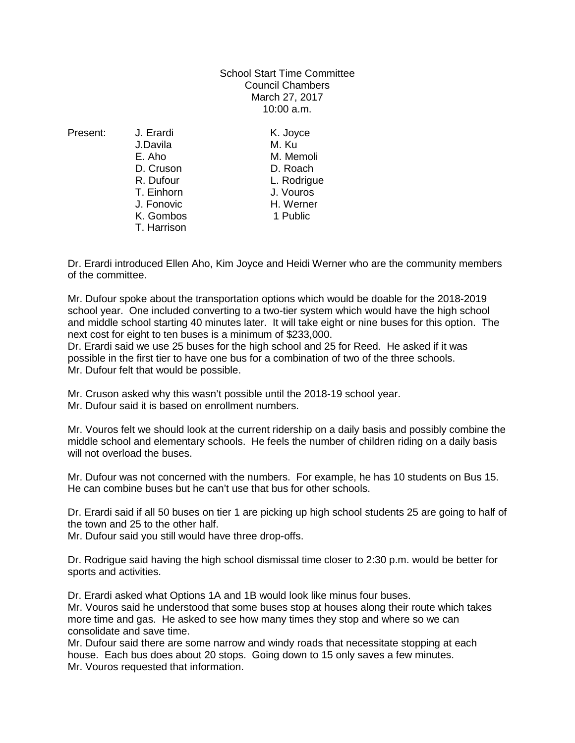School Start Time Committee
Council Chambers
March 27, 2017
10:00 a.m.

| Present: | | |
|---|---|---|
| | J. Erardi | K. Joyce |
| | J.Davila | M. Ku |
| | E. Aho | M. Memoli |
| | D. Cruson | D. Roach |
| | R. Dufour | L. Rodrigue |
| | T. Einhorn | J. Vouros |
| | J. Fonovic | H. Werner |
| | K. Gombos | 1 Public |
| | T. Harrison | |

Dr. Erardi introduced Ellen Aho, Kim Joyce and Heidi Werner who are the community members of the committee.

Mr. Dufour spoke about the transportation options which would be doable for the 2018-2019 school year. One included converting to a two-tier system which would have the high school and middle school starting 40 minutes later. It will take eight or nine buses for this option. The next cost for eight to ten buses is a minimum of $233,000.
Dr. Erardi said we use 25 buses for the high school and 25 for Reed. He asked if it was possible in the first tier to have one bus for a combination of two of the three schools.
Mr. Dufour felt that would be possible.

Mr. Cruson asked why this wasn't possible until the 2018-19 school year.
Mr. Dufour said it is based on enrollment numbers.

Mr. Vouros felt we should look at the current ridership on a daily basis and possibly combine the middle school and elementary schools. He feels the number of children riding on a daily basis will not overload the buses.

Mr. Dufour was not concerned with the numbers. For example, he has 10 students on Bus 15. He can combine buses but he can't use that bus for other schools.

Dr. Erardi said if all 50 buses on tier 1 are picking up high school students 25 are going to half of the town and 25 to the other half.
Mr. Dufour said you still would have three drop-offs.

Dr. Rodrigue said having the high school dismissal time closer to 2:30 p.m. would be better for sports and activities.

Dr. Erardi asked what Options 1A and 1B would look like minus four buses.
Mr. Vouros said he understood that some buses stop at houses along their route which takes more time and gas. He asked to see how many times they stop and where so we can consolidate and save time.
Mr. Dufour said there are some narrow and windy roads that necessitate stopping at each house. Each bus does about 20 stops. Going down to 15 only saves a few minutes.
Mr. Vouros requested that information.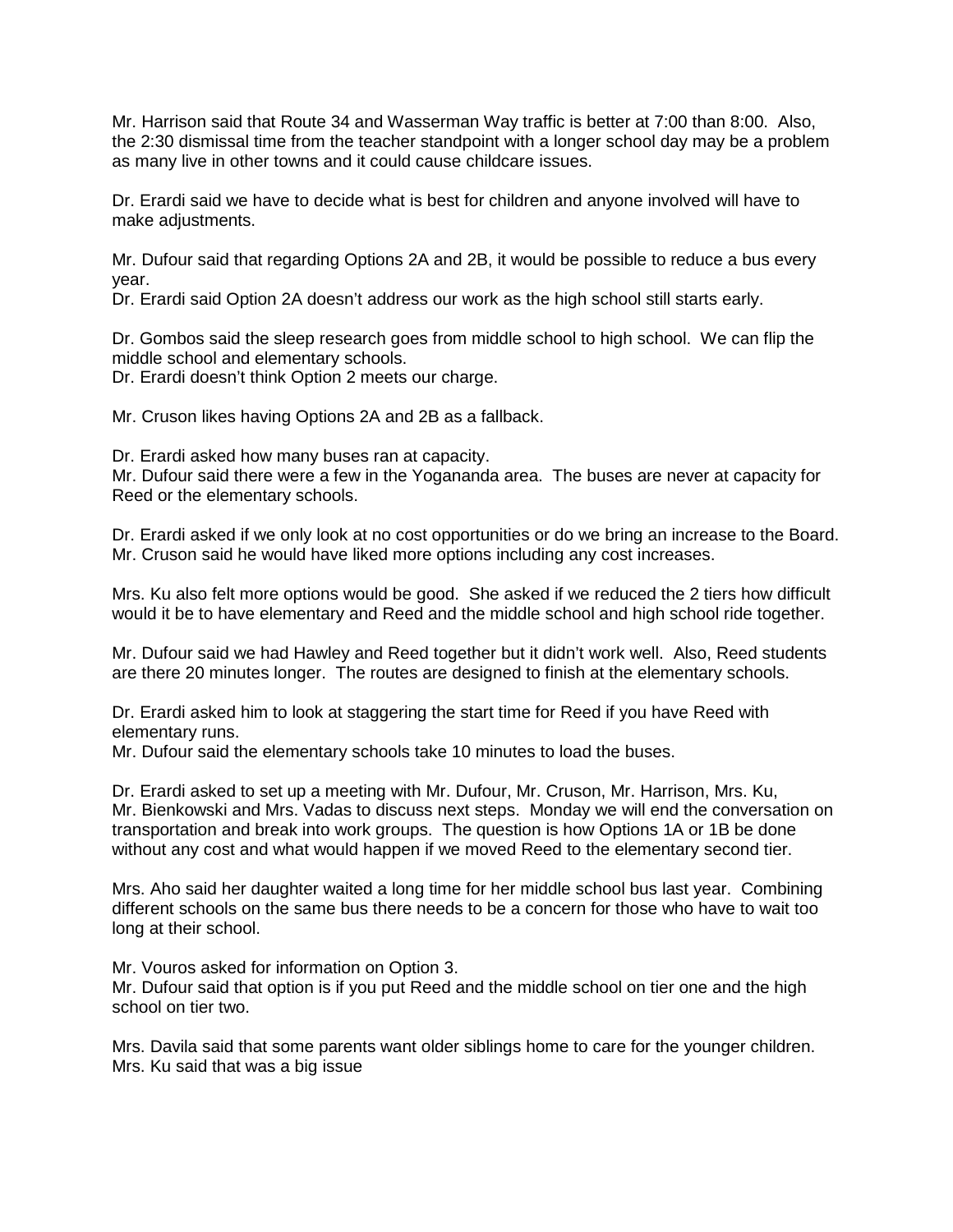Mr. Harrison said that Route 34 and Wasserman Way traffic is better at 7:00 than 8:00. Also, the 2:30 dismissal time from the teacher standpoint with a longer school day may be a problem as many live in other towns and it could cause childcare issues.

Dr. Erardi said we have to decide what is best for children and anyone involved will have to make adjustments.

Mr. Dufour said that regarding Options 2A and 2B, it would be possible to reduce a bus every year.
Dr. Erardi said Option 2A doesn't address our work as the high school still starts early.

Dr. Gombos said the sleep research goes from middle school to high school. We can flip the middle school and elementary schools.
Dr. Erardi doesn't think Option 2 meets our charge.

Mr. Cruson likes having Options 2A and 2B as a fallback.

Dr. Erardi asked how many buses ran at capacity.
Mr. Dufour said there were a few in the Yogananda area. The buses are never at capacity for Reed or the elementary schools.

Dr. Erardi asked if we only look at no cost opportunities or do we bring an increase to the Board.
Mr. Cruson said he would have liked more options including any cost increases.

Mrs. Ku also felt more options would be good. She asked if we reduced the 2 tiers how difficult would it be to have elementary and Reed and the middle school and high school ride together.

Mr. Dufour said we had Hawley and Reed together but it didn't work well. Also, Reed students are there 20 minutes longer. The routes are designed to finish at the elementary schools.

Dr. Erardi asked him to look at staggering the start time for Reed if you have Reed with elementary runs.
Mr. Dufour said the elementary schools take 10 minutes to load the buses.

Dr. Erardi asked to set up a meeting with Mr. Dufour, Mr. Cruson, Mr. Harrison, Mrs. Ku, Mr. Bienkowski and Mrs. Vadas to discuss next steps. Monday we will end the conversation on transportation and break into work groups. The question is how Options 1A or 1B be done without any cost and what would happen if we moved Reed to the elementary second tier.

Mrs. Aho said her daughter waited a long time for her middle school bus last year. Combining different schools on the same bus there needs to be a concern for those who have to wait too long at their school.

Mr. Vouros asked for information on Option 3.
Mr. Dufour said that option is if you put Reed and the middle school on tier one and the high school on tier two.

Mrs. Davila said that some parents want older siblings home to care for the younger children.
Mrs. Ku said that was a big issue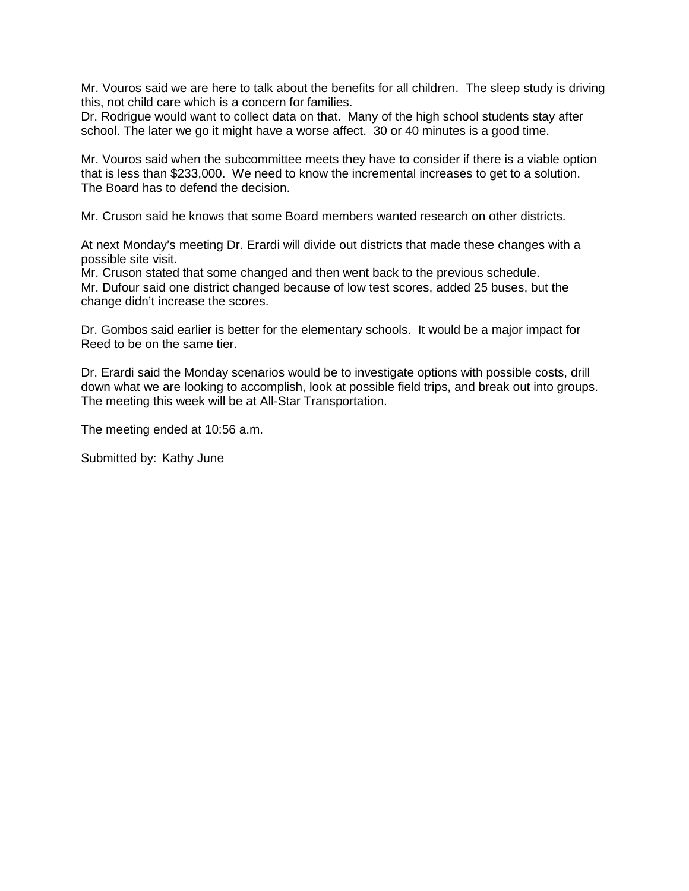Mr. Vouros said we are here to talk about the benefits for all children. The sleep study is driving this, not child care which is a concern for families.
Dr. Rodrigue would want to collect data on that. Many of the high school students stay after school. The later we go it might have a worse affect. 30 or 40 minutes is a good time.

Mr. Vouros said when the subcommittee meets they have to consider if there is a viable option that is less than $233,000. We need to know the incremental increases to get to a solution. The Board has to defend the decision.

Mr. Cruson said he knows that some Board members wanted research on other districts.

At next Monday's meeting Dr. Erardi will divide out districts that made these changes with a possible site visit.
Mr. Cruson stated that some changed and then went back to the previous schedule.
Mr. Dufour said one district changed because of low test scores, added 25 buses, but the change didn't increase the scores.

Dr. Gombos said earlier is better for the elementary schools. It would be a major impact for Reed to be on the same tier.

Dr. Erardi said the Monday scenarios would be to investigate options with possible costs, drill down what we are looking to accomplish, look at possible field trips, and break out into groups. The meeting this week will be at All-Star Transportation.

The meeting ended at 10:56 a.m.

Submitted by: Kathy June